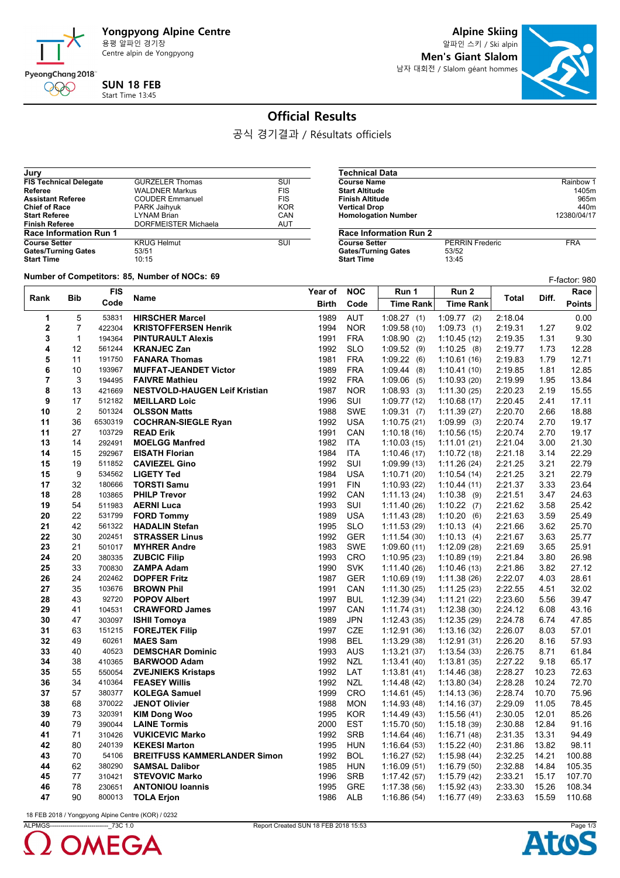**Yongpyong Alpine Centre**
용평 알파인 경기장
Centre alpin de Yongpyong

**Alpine Skiing**
알파인 스키 / Ski alpin
**Men's Giant Slalom**
남자 대회전 / Slalom géant hommes

PyeongChang 2018

**SUN 18 FEB**
Start Time 13:45

# Official Results

공식 경기결과 / Résultats officiels

| Jury | | |
|---|---|---|
| **FIS Technical Delegate** | GURZELER Thomas | SUI |
| **Referee** | WALDNER Markus | FIS |
| **Assistant Referee** | COUDER Emmanuel | FIS |
| **Chief of Race** | PARK Jaihyuk | KOR |
| **Start Referee** | LYNAM Brian | CAN |
| **Finish Referee** | DORFMEISTER Michaela | AUT |
| **Race Information Run 1** | | |
| **Course Setter** | KRUG Helmut | SUI |
| **Gates/Turning Gates** | 53/51 | |
| **Start Time** | 10:15 | |

| Technical Data | | |
|---|---|---|
| **Course Name** | | Rainbow 1 |
| **Start Altitude** | | 1405m |
| **Finish Altitude** | | 965m |
| **Vertical Drop** | | 440m |
| **Homologation Number** | | 12380/04/17 |
| **Race Information Run 2** | | |
| **Course Setter** | PERRIN Frederic | FRA |
| **Gates/Turning Gates** | 53/52 | |
| **Start Time** | 13:45 | |

**Number of Competitors: 85, Number of NOCs: 69**

F-factor: 980

| Rank | Bib | FIS Code | Name | Year of Birth | NOC Code | Run 1 Time Rank | Run 2 Time Rank | Total | Diff. | Race Points |
|---|---|---|---|---|---|---|---|---|---|---|
| 1 | 5 | 53831 | **HIRSCHER Marcel** | 1989 | AUT | 1:08.27 (1) | 1:09.77 (2) | 2:18.04 | | 0.00 |
| 2 | 7 | 422304 | **KRISTOFFERSEN Henrik** | 1994 | NOR | 1:09.58 (10) | 1:09.73 (1) | 2:19.31 | 1.27 | 9.02 |
| 3 | 1 | 194364 | **PINTURAULT Alexis** | 1991 | FRA | 1:08.90 (2) | 1:10.45 (12) | 2:19.35 | 1.31 | 9.30 |
| 4 | 12 | 561244 | **KRANJEC Zan** | 1992 | SLO | 1:09.52 (9) | 1:10.25 (8) | 2:19.77 | 1.73 | 12.28 |
| 5 | 11 | 191750 | **FANARA Thomas** | 1981 | FRA | 1:09.22 (6) | 1:10.61 (16) | 2:19.83 | 1.79 | 12.71 |
| 6 | 10 | 193967 | **MUFFAT-JEANDET Victor** | 1989 | FRA | 1:09.44 (8) | 1:10.41 (10) | 2:19.85 | 1.81 | 12.85 |
| 7 | 3 | 194495 | **FAIVRE Mathieu** | 1992 | FRA | 1:09.06 (5) | 1:10.93 (20) | 2:19.99 | 1.95 | 13.84 |
| 8 | 13 | 421669 | **NESTVOLD-HAUGEN Leif Kristian** | 1987 | NOR | 1:08.93 (3) | 1:11.30 (25) | 2:20.23 | 2.19 | 15.55 |
| 9 | 17 | 512182 | **MEILLARD Loic** | 1996 | SUI | 1:09.77 (12) | 1:10.68 (17) | 2:20.45 | 2.41 | 17.11 |
| 10 | 2 | 501324 | **OLSSON Matts** | 1988 | SWE | 1:09.31 (7) | 1:11.39 (27) | 2:20.70 | 2.66 | 18.88 |
| 11 | 36 | 6530319 | **COCHRAN-SIEGLE Ryan** | 1992 | USA | 1:10.75 (21) | 1:09.99 (3) | 2:20.74 | 2.70 | 19.17 |
| 11 | 27 | 103729 | **READ Erik** | 1991 | CAN | 1:10.18 (16) | 1:10.56 (15) | 2:20.74 | 2.70 | 19.17 |
| 13 | 14 | 292491 | **MOELGG Manfred** | 1982 | ITA | 1:10.03 (15) | 1:11.01 (21) | 2:21.04 | 3.00 | 21.30 |
| 14 | 15 | 292967 | **EISATH Florian** | 1984 | ITA | 1:10.46 (17) | 1:10.72 (18) | 2:21.18 | 3.14 | 22.29 |
| 15 | 19 | 511852 | **CAVIEZEL Gino** | 1992 | SUI | 1:09.99 (13) | 1:11.26 (24) | 2:21.25 | 3.21 | 22.79 |
| 15 | 9 | 534562 | **LIGETY Ted** | 1984 | USA | 1:10.71 (20) | 1:10.54 (14) | 2:21.25 | 3.21 | 22.79 |
| 17 | 32 | 180666 | **TORSTI Samu** | 1991 | FIN | 1:10.93 (22) | 1:10.44 (11) | 2:21.37 | 3.33 | 23.64 |
| 18 | 28 | 103865 | **PHILP Trevor** | 1992 | CAN | 1:11.13 (24) | 1:10.38 (9) | 2:21.51 | 3.47 | 24.63 |
| 19 | 54 | 511983 | **AERNI Luca** | 1993 | SUI | 1:11.40 (26) | 1:10.22 (7) | 2:21.62 | 3.58 | 25.42 |
| 20 | 22 | 531799 | **FORD Tommy** | 1989 | USA | 1:11.43 (28) | 1:10.20 (6) | 2:21.63 | 3.59 | 25.49 |
| 21 | 42 | 561322 | **HADALIN Stefan** | 1995 | SLO | 1:11.53 (29) | 1:10.13 (4) | 2:21.66 | 3.62 | 25.70 |
| 22 | 30 | 202451 | **STRASSER Linus** | 1992 | GER | 1:11.54 (30) | 1:10.13 (4) | 2:21.67 | 3.63 | 25.77 |
| 23 | 21 | 501017 | **MYHRER Andre** | 1983 | SWE | 1:09.60 (11) | 1:12.09 (28) | 2:21.69 | 3.65 | 25.91 |
| 24 | 20 | 380335 | **ZUBCIC Filip** | 1993 | CRO | 1:10.95 (23) | 1:10.89 (19) | 2:21.84 | 3.80 | 26.98 |
| 25 | 33 | 700830 | **ZAMPA Adam** | 1990 | SVK | 1:11.40 (26) | 1:10.46 (13) | 2:21.86 | 3.82 | 27.12 |
| 26 | 24 | 202462 | **DOPFER Fritz** | 1987 | GER | 1:10.69 (19) | 1:11.38 (26) | 2:22.07 | 4.03 | 28.61 |
| 27 | 35 | 103676 | **BROWN Phil** | 1991 | CAN | 1:11.30 (25) | 1:11.25 (23) | 2:22.55 | 4.51 | 32.02 |
| 28 | 43 | 92720 | **POPOV Albert** | 1997 | BUL | 1:12.39 (34) | 1:11.21 (22) | 2:23.60 | 5.56 | 39.47 |
| 29 | 41 | 104531 | **CRAWFORD James** | 1997 | CAN | 1:11.74 (31) | 1:12.38 (30) | 2:24.12 | 6.08 | 43.16 |
| 30 | 47 | 303097 | **ISHII Tomoya** | 1989 | JPN | 1:12.43 (35) | 1:12.35 (29) | 2:24.78 | 6.74 | 47.85 |
| 31 | 63 | 151215 | **FOREJTEK Filip** | 1997 | CZE | 1:12.91 (36) | 1:13.16 (32) | 2:26.07 | 8.03 | 57.01 |
| 32 | 49 | 60261 | **MAES Sam** | 1998 | BEL | 1:13.29 (38) | 1:12.91 (31) | 2:26.20 | 8.16 | 57.93 |
| 33 | 40 | 40523 | **DEMSCHAR Dominic** | 1993 | AUS | 1:13.21 (37) | 1:13.54 (33) | 2:26.75 | 8.71 | 61.84 |
| 34 | 38 | 410365 | **BARWOOD Adam** | 1992 | NZL | 1:13.41 (40) | 1:13.81 (35) | 2:27.22 | 9.18 | 65.17 |
| 35 | 55 | 550054 | **ZVEJNIEKS Kristaps** | 1992 | LAT | 1:13.81 (41) | 1:14.46 (38) | 2:28.27 | 10.23 | 72.63 |
| 36 | 34 | 410364 | **FEASEY Willis** | 1992 | NZL | 1:14.48 (42) | 1:13.80 (34) | 2:28.28 | 10.24 | 72.70 |
| 37 | 57 | 380377 | **KOLEGA Samuel** | 1999 | CRO | 1:14.61 (45) | 1:14.13 (36) | 2:28.74 | 10.70 | 75.96 |
| 38 | 68 | 370022 | **JENOT Olivier** | 1988 | MON | 1:14.93 (48) | 1:14.16 (37) | 2:29.09 | 11.05 | 78.45 |
| 39 | 73 | 320391 | **KIM Dong Woo** | 1995 | KOR | 1:14.49 (43) | 1:15.56 (41) | 2:30.05 | 12.01 | 85.26 |
| 40 | 79 | 390044 | **LAINE Tormis** | 2000 | EST | 1:15.70 (50) | 1:15.18 (39) | 2:30.88 | 12.84 | 91.16 |
| 41 | 71 | 310426 | **VUKICEVIC Marko** | 1992 | SRB | 1:14.64 (46) | 1:16.71 (48) | 2:31.35 | 13.31 | 94.49 |
| 42 | 80 | 240139 | **KEKESI Marton** | 1995 | HUN | 1:16.64 (53) | 1:15.22 (40) | 2:31.86 | 13.82 | 98.11 |
| 43 | 70 | 54106 | **BREITFUSS KAMMERLANDER Simon** | 1992 | BOL | 1:16.27 (52) | 1:15.98 (44) | 2:32.25 | 14.21 | 100.88 |
| 44 | 62 | 380290 | **SAMSAL Dalibor** | 1985 | HUN | 1:16.09 (51) | 1:16.79 (50) | 2:32.88 | 14.84 | 105.35 |
| 45 | 77 | 310421 | **STEVOVIC Marko** | 1996 | SRB | 1:17.42 (57) | 1:15.79 (42) | 2:33.21 | 15.17 | 107.70 |
| 46 | 78 | 230651 | **ANTONIOU Ioannis** | 1995 | GRE | 1:17.38 (56) | 1:15.92 (43) | 2:33.30 | 15.26 | 108.34 |
| 47 | 90 | 800013 | **TOLA Erjon** | 1986 | ALB | 1:16.86 (54) | 1:16.77 (49) | 2:33.63 | 15.59 | 110.68 |

18 FEB 2018 / Yongpyong Alpine Centre (KOR) / 0232

ALPMGS----------------------------_73C 1.0 Report Created SUN 18 FEB 2018 15:53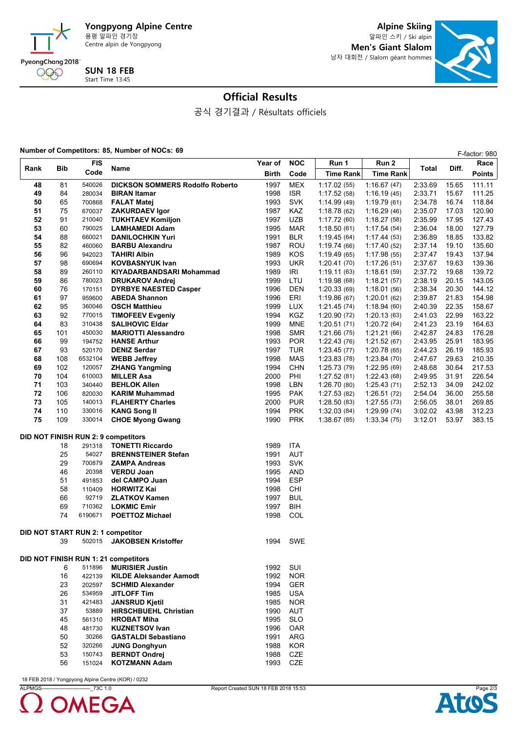Yongpyong Alpine Centre
용평 알파인 경기장
Centre alpin de Yongpyong

**Alpine Skiing**
알파인 스키 / Ski alpin
**Men's Giant Slalom**
남자 대회전 / Slalom géant hommes

**SUN 18 FEB**
Start Time 13:45

# Official Results

공식 경기결과 / Résultats officiels

**Number of Competitors: 85, Number of NOCs: 69**

F-factor: 980

| Rank | Bib | FIS Code | Name | Year of Birth | NOC Code | Run 1 Time Rank | Run 2 Time Rank | Total | Diff. | Race Points |
|---|---|---|---|---|---|---|---|---|---|---|
| 48 | 81 | 540026 | **DICKSON SOMMERS Rodolfo Roberto** | 1997 | MEX | 1:17.02 (55) | 1:16.67 (47) | 2:33.69 | 15.65 | 111.11 |
| 49 | 84 | 280034 | **BIRAN Itamar** | 1998 | ISR | 1:17.52 (58) | 1:16.19 (45) | 2:33.71 | 15.67 | 111.25 |
| 50 | 65 | 700868 | **FALAT Matej** | 1993 | SVK | 1:14.99 (49) | 1:19.79 (61) | 2:34.78 | 16.74 | 118.84 |
| 51 | 75 | 670037 | **ZAKURDAEV Igor** | 1987 | KAZ | 1:18.78 (62) | 1:16.29 (46) | 2:35.07 | 17.03 | 120.90 |
| 52 | 91 | 210040 | **TUKHTAEV Komiljon** | 1997 | UZB | 1:17.72 (60) | 1:18.27 (58) | 2:35.99 | 17.95 | 127.43 |
| 53 | 60 | 790025 | **LAMHAMEDI Adam** | 1995 | MAR | 1:18.50 (61) | 1:17.54 (54) | 2:36.04 | 18.00 | 127.79 |
| 54 | 88 | 660021 | **DANILOCHKIN Yuri** | 1991 | BLR | 1:19.45 (64) | 1:17.44 (53) | 2:36.89 | 18.85 | 133.82 |
| 55 | 82 | 460060 | **BARBU Alexandru** | 1987 | ROU | 1:19.74 (66) | 1:17.40 (52) | 2:37.14 | 19.10 | 135.60 |
| 56 | 96 | 942023 | **TAHIRI Albin** | 1989 | KOS | 1:19.49 (65) | 1:17.98 (55) | 2:37.47 | 19.43 | 137.94 |
| 57 | 98 | 690694 | **KOVBASNYUK Ivan** | 1993 | UKR | 1:20.41 (70) | 1:17.26 (51) | 2:37.67 | 19.63 | 139.36 |
| 58 | 89 | 260110 | **KIYADARBANDSARI Mohammad** | 1989 | IRI | 1:19.11 (63) | 1:18.61 (59) | 2:37.72 | 19.68 | 139.72 |
| 59 | 86 | 780023 | **DRUKAROV Andrej** | 1999 | LTU | 1:19.98 (68) | 1:18.21 (57) | 2:38.19 | 20.15 | 143.05 |
| 60 | 76 | 170151 | **DYRBYE NAESTED Casper** | 1996 | DEN | 1:20.33 (69) | 1:18.01 (56) | 2:38.34 | 20.30 | 144.12 |
| 61 | 97 | 959600 | **ABEDA Shannon** | 1996 | ERI | 1:19.86 (67) | 1:20.01 (62) | 2:39.87 | 21.83 | 154.98 |
| 62 | 95 | 360046 | **OSCH Matthieu** | 1999 | LUX | 1:21.45 (74) | 1:18.94 (60) | 2:40.39 | 22.35 | 158.67 |
| 63 | 92 | 770015 | **TIMOFEEV Evgeniy** | 1994 | KGZ | 1:20.90 (72) | 1:20.13 (63) | 2:41.03 | 22.99 | 163.22 |
| 64 | 83 | 310438 | **SALIHOVIC Eldar** | 1999 | MNE | 1:20.51 (71) | 1:20.72 (64) | 2:41.23 | 23.19 | 164.63 |
| 65 | 101 | 450030 | **MARIOTTI Alessandro** | 1998 | SMR | 1:21.66 (75) | 1:21.21 (66) | 2:42.87 | 24.83 | 176.28 |
| 66 | 99 | 194752 | **HANSE Arthur** | 1993 | POR | 1:22.43 (76) | 1:21.52 (67) | 2:43.95 | 25.91 | 183.95 |
| 67 | 93 | 520170 | **DENIZ Serdar** | 1997 | TUR | 1:23.45 (77) | 1:20.78 (65) | 2:44.23 | 26.19 | 185.93 |
| 68 | 108 | 6532104 | **WEBB Jeffrey** | 1998 | MAS | 1:23.83 (78) | 1:23.84 (70) | 2:47.67 | 29.63 | 210.35 |
| 69 | 102 | 120057 | **ZHANG Yangming** | 1994 | CHN | 1:25.73 (79) | 1:22.95 (69) | 2:48.68 | 30.64 | 217.53 |
| 70 | 104 | 610003 | **MILLER Asa** | 2000 | PHI | 1:27.52 (81) | 1:22.43 (68) | 2:49.95 | 31.91 | 226.54 |
| 71 | 103 | 340440 | **BEHLOK Allen** | 1998 | LBN | 1:26.70 (80) | 1:25.43 (71) | 2:52.13 | 34.09 | 242.02 |
| 72 | 106 | 820030 | **KARIM Muhammad** | 1995 | PAK | 1:27.53 (82) | 1:26.51 (72) | 2:54.04 | 36.00 | 255.58 |
| 73 | 105 | 140013 | **FLAHERTY Charles** | 2000 | PUR | 1:28.50 (83) | 1:27.55 (73) | 2:56.05 | 38.01 | 269.85 |
| 74 | 110 | 330016 | **KANG Song Il** | 1994 | PRK | 1:32.03 (84) | 1:29.99 (74) | 3:02.02 | 43.98 | 312.23 |
| 75 | 109 | 330014 | **CHOE Myong Gwang** | 1990 | PRK | 1:38.67 (85) | 1:33.34 (75) | 3:12.01 | 53.97 | 383.15 |

**DID NOT FINISH RUN 2: 9 competitors**

| Bib | FIS Code | Name | Year of Birth | NOC Code |
|---|---|---|---|---|
| 18 | 291318 | **TONETTI Riccardo** | 1989 | ITA |
| 25 | 54027 | **BRENNSTEINER Stefan** | 1991 | AUT |
| 29 | 700879 | **ZAMPA Andreas** | 1993 | SVK |
| 46 | 20398 | **VERDU Joan** | 1995 | AND |
| 51 | 491853 | **del CAMPO Juan** | 1994 | ESP |
| 58 | 110409 | **HORWITZ Kai** | 1998 | CHI |
| 66 | 92719 | **ZLATKOV Kamen** | 1997 | BUL |
| 69 | 710362 | **LOKMIC Emir** | 1997 | BIH |
| 74 | 6190671 | **POETTOZ Michael** | 1998 | COL |

**DID NOT START RUN 2: 1 competitor**

| Bib | FIS Code | Name | Year of Birth | NOC Code |
|---|---|---|---|---|
| 39 | 502015 | **JAKOBSEN Kristoffer** | 1994 | SWE |

**DID NOT FINISH RUN 1: 21 competitors**

| Bib | FIS Code | Name | Year of Birth | NOC Code |
|---|---|---|---|---|
| 6 | 511896 | **MURISIER Justin** | 1992 | SUI |
| 16 | 422139 | **KILDE Aleksander Aamodt** | 1992 | NOR |
| 23 | 202597 | **SCHMID Alexander** | 1994 | GER |
| 26 | 534959 | **JITLOFF Tim** | 1985 | USA |
| 31 | 421483 | **JANSRUD Kjetil** | 1985 | NOR |
| 37 | 53889 | **HIRSCHBUEHL Christian** | 1990 | AUT |
| 45 | 561310 | **HROBAT Miha** | 1995 | SLO |
| 48 | 481730 | **KUZNETSOV Ivan** | 1996 | OAR |
| 50 | 30266 | **GASTALDI Sebastiano** | 1991 | ARG |
| 52 | 320266 | **JUNG Donghyun** | 1988 | KOR |
| 53 | 150743 | **BERNDT Ondrej** | 1988 | CZE |
| 56 | 151024 | **KOTZMANN Adam** | 1993 | CZE |

18 FEB 2018 / Yongpyong Alpine Centre (KOR) / 0232

ALPMGS---------------------------_73C 1.0 Report Created SUN 18 FEB 2018 15:53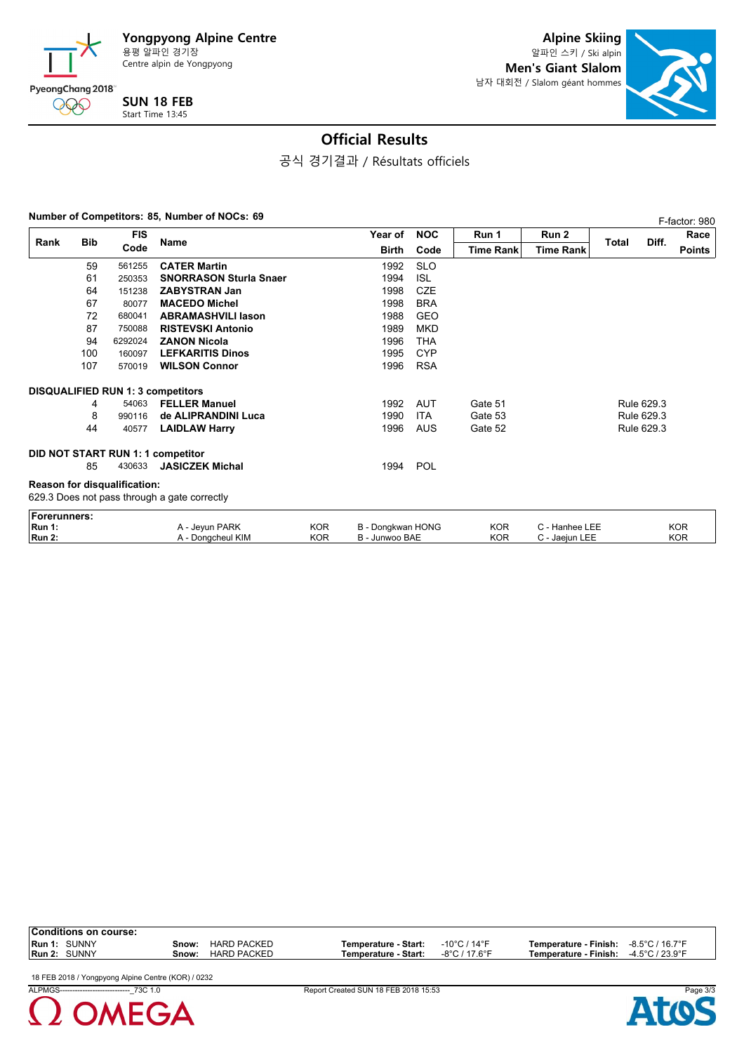**Yongpyong Alpine Centre**
용평 알파인 경기장
Centre alpin de Yongpyong

**SUN 18 FEB**
Start Time 13:45

**Alpine Skiing**
알파인 스키 / Ski alpin
**Men's Giant Slalom**
남자 대회전 / Slalom géant hommes

# Official Results

공식 경기결과 / Résultats officiels

**Number of Competitors: 85, Number of NOCs: 69**

F-factor: 980

| Rank | Bib | FIS Code | Name | Year of Birth | NOC Code | Run 1 Time Rank | Run 2 Time Rank | Total | Diff. | Race Points |
|---|---|---|---|---|---|---|---|---|---|---|
| | 59 | 561255 | **CATER Martin** | 1992 | SLO | | | | | |
| | 61 | 250353 | **SNORRASON Sturla Snaer** | 1994 | ISL | | | | | |
| | 64 | 151238 | **ZABYSTRAN Jan** | 1998 | CZE | | | | | |
| | 67 | 80077 | **MACEDO Michel** | 1998 | BRA | | | | | |
| | 72 | 680041 | **ABRAMASHVILI Iason** | 1988 | GEO | | | | | |
| | 87 | 750088 | **RISTEVSKI Antonio** | 1989 | MKD | | | | | |
| | 94 | 6292024 | **ZANON Nicola** | 1996 | THA | | | | | |
| | 100 | 160097 | **LEFKARITIS Dinos** | 1995 | CYP | | | | | |
| | 107 | 570019 | **WILSON Connor** | 1996 | RSA | | | | | |
| **DISQUALIFIED RUN 1: 3 competitors** | | | | | | | | | | |
| | 4 | 54063 | **FELLER Manuel** | 1992 | AUT | Gate 51 | | | Rule 629.3 | |
| | 8 | 990116 | **de ALIPRANDINI Luca** | 1990 | ITA | Gate 53 | | | Rule 629.3 | |
| | 44 | 40577 | **LAIDLAW Harry** | 1996 | AUS | Gate 52 | | | Rule 629.3 | |
| **DID NOT START RUN 1: 1 competitor** | | | | | | | | | | |
| | 85 | 430633 | **JASICZEK Michal** | 1994 | POL | | | | | |

**Reason for disqualification:**
629.3 Does not pass through a gate correctly

| Forerunners: | | | | | | |
|---|---|---|---|---|---|---|
| **Run 1:** | A - Jeyun PARK | KOR | B - Dongkwan HONG | KOR | C - Hanhee LEE | KOR |
| **Run 2:** | A - Dongcheul KIM | KOR | B - Junwoo BAE | KOR | C - Jaejun LEE | KOR |

| Conditions on course: | | | | |
|---|---|---|---|---|
| **Run 1:** SUNNY | **Snow:** HARD PACKED | **Temperature - Start:** -10°C / 14°F | **Temperature - Finish:** -8.5°C / 16.7°F |
| **Run 2:** SUNNY | **Snow:** HARD PACKED | **Temperature - Start:** -8°C / 17.6°F | **Temperature - Finish:** -4.5°C / 23.9°F |

18 FEB 2018 / Yongpyong Alpine Centre (KOR) / 0232

ALPMGS----------------------------_73C 1.0    Report Created SUN 18 FEB 2018 15:53